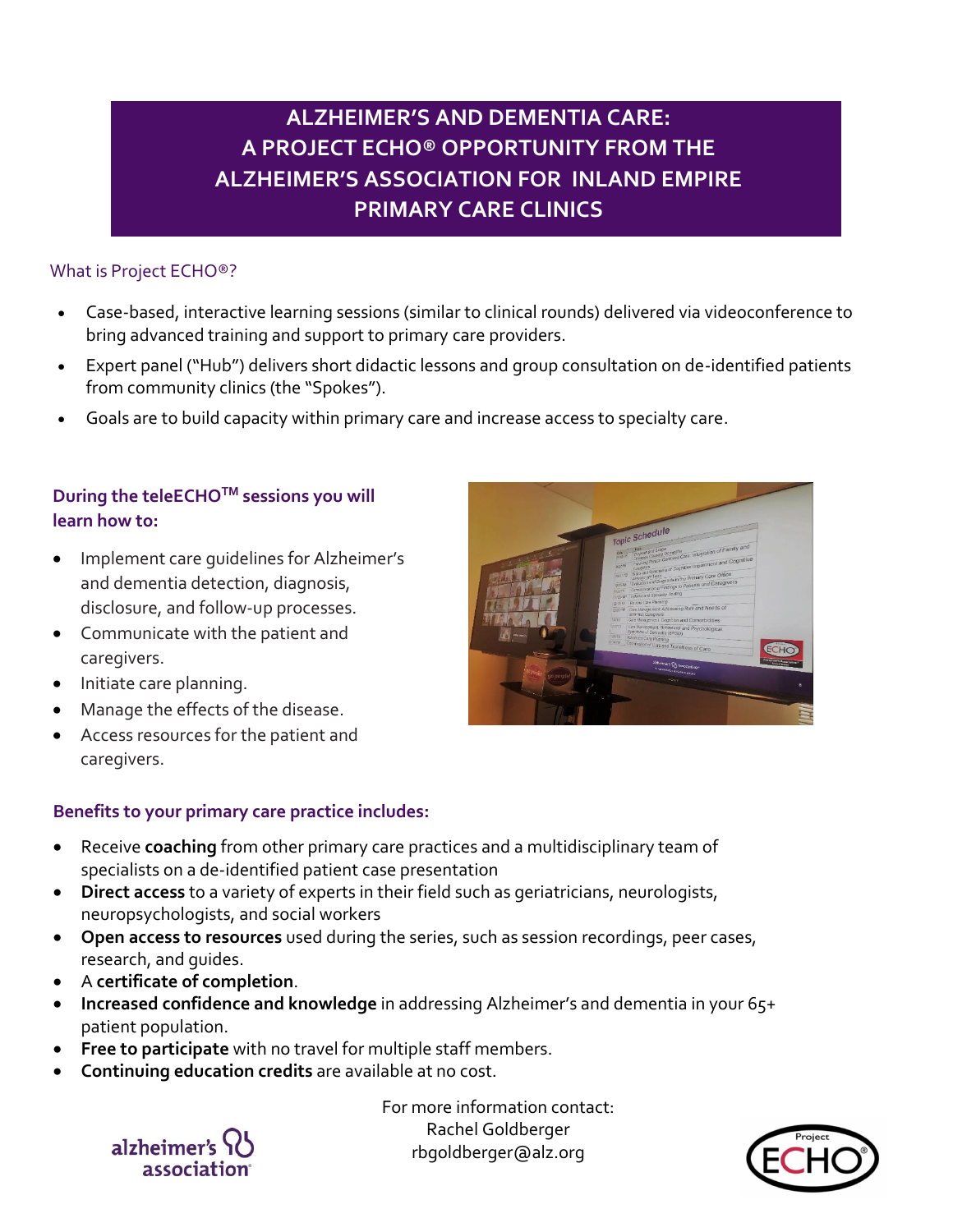# ALZHEIMER'S AND DEMENTIA CARE: A PROJECT ECHO® OPPORTUNITY FROM THE ALZHEIMER'S ASSOCIATION FOR INLAND EMPIRE PRIMARY CARE CLINICS

## What is Project ECHO®?

- Case-based, interactive learning sessions (similar to clinical rounds) delivered via videoconference to bring advanced training and support to primary care providers.
- Expert panel ("Hub") delivers short didactic lessons and group consultation on de-identified patients from community clinics (the "Spokes").
- Goals are to build capacity within primary care and increase access to specialty care.

### During the teleECHO™ sessions you will learn how to:

- Implement care guidelines for Alzheimer's and dementia detection, diagnosis, disclosure, and follow-up processes.
- Communicate with the patient and caregivers.
- Initiate care planning.
- Manage the effects of the disease.
- Access resources for the patient and caregivers.

### Benefits to your primary care practice includes:

- Receive **coaching** from other primary care practices and a multidisciplinary team of specialists on a de-identified patient case presentation
- **Direct access** to a variety of experts in their field such as geriatricians, neurologists, neuropsychologists, and social workers
- **Open access to resources** used during the series, such as session recordings, peer cases, research, and guides.
- A **certificate of completion**.
- **Increased confidence and knowledge** in addressing Alzheimer's and dementia in your 65+ patient population.
- **Free to participate** with no travel for multiple staff members.
- **Continuing education credits** are available at no cost.

For more information contact:
Rachel Goldberger
rbgoldberger@alz.org

alzheimer's association

Project ECHO®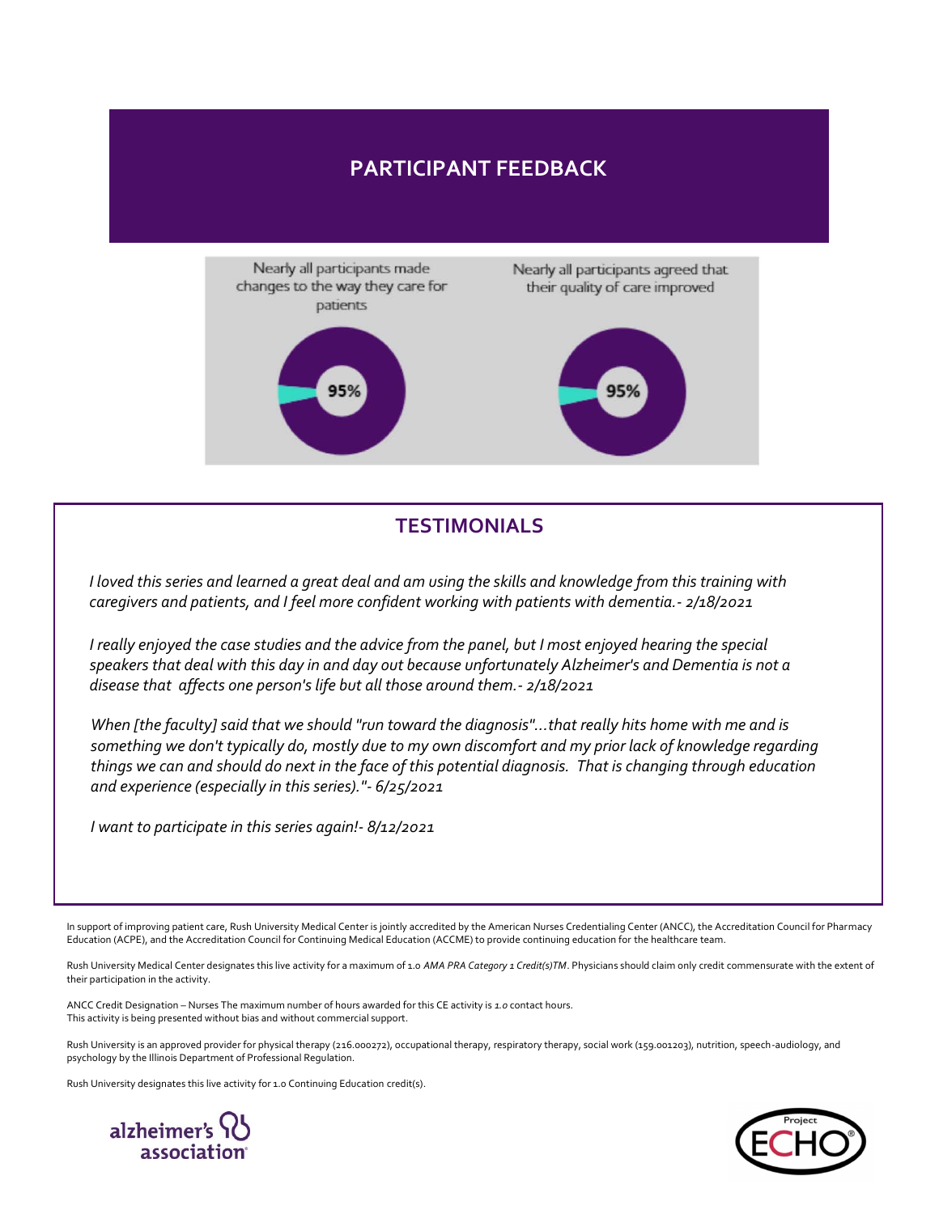## PARTICIPANT FEEDBACK

Nearly all participants made changes to the way they care for patients

95%

Nearly all participants agreed that their quality of care improved

95%

## TESTIMONIALS

*I loved this series and learned a great deal and am using the skills and knowledge from this training with caregivers and patients, and I feel more confident working with patients with dementia.- 2/18/2021*

*I really enjoyed the case studies and the advice from the panel, but I most enjoyed hearing the special speakers that deal with this day in and day out because unfortunately Alzheimer's and Dementia is not a disease that affects one person's life but all those around them.- 2/18/2021*

*When [the faculty] said that we should "run toward the diagnosis"...that really hits home with me and is something we don't typically do, mostly due to my own discomfort and my prior lack of knowledge regarding things we can and should do next in the face of this potential diagnosis. That is changing through education and experience (especially in this series)."- 6/25/2021*

*I want to participate in this series again!- 8/12/2021*

In support of improving patient care, Rush University Medical Center is jointly accredited by the American Nurses Credentialing Center (ANCC), the Accreditation Council for Pharmacy Education (ACPE), and the Accreditation Council for Continuing Medical Education (ACCME) to provide continuing education for the healthcare team.

Rush University Medical Center designates this live activity for a maximum of 1.0 *AMA PRA Category 1 Credit(s)TM*. Physicians should claim only credit commensurate with the extent of their participation in the activity.

ANCC Credit Designation – Nurses The maximum number of hours awarded for this CE activity is *1.0* contact hours.
This activity is being presented without bias and without commercial support.

Rush University is an approved provider for physical therapy (216.000272), occupational therapy, respiratory therapy, social work (159.001203), nutrition, speech-audiology, and psychology by the Illinois Department of Professional Regulation.

Rush University designates this live activity for 1.0 Continuing Education credit(s).

alzheimer's association

Project ECHO